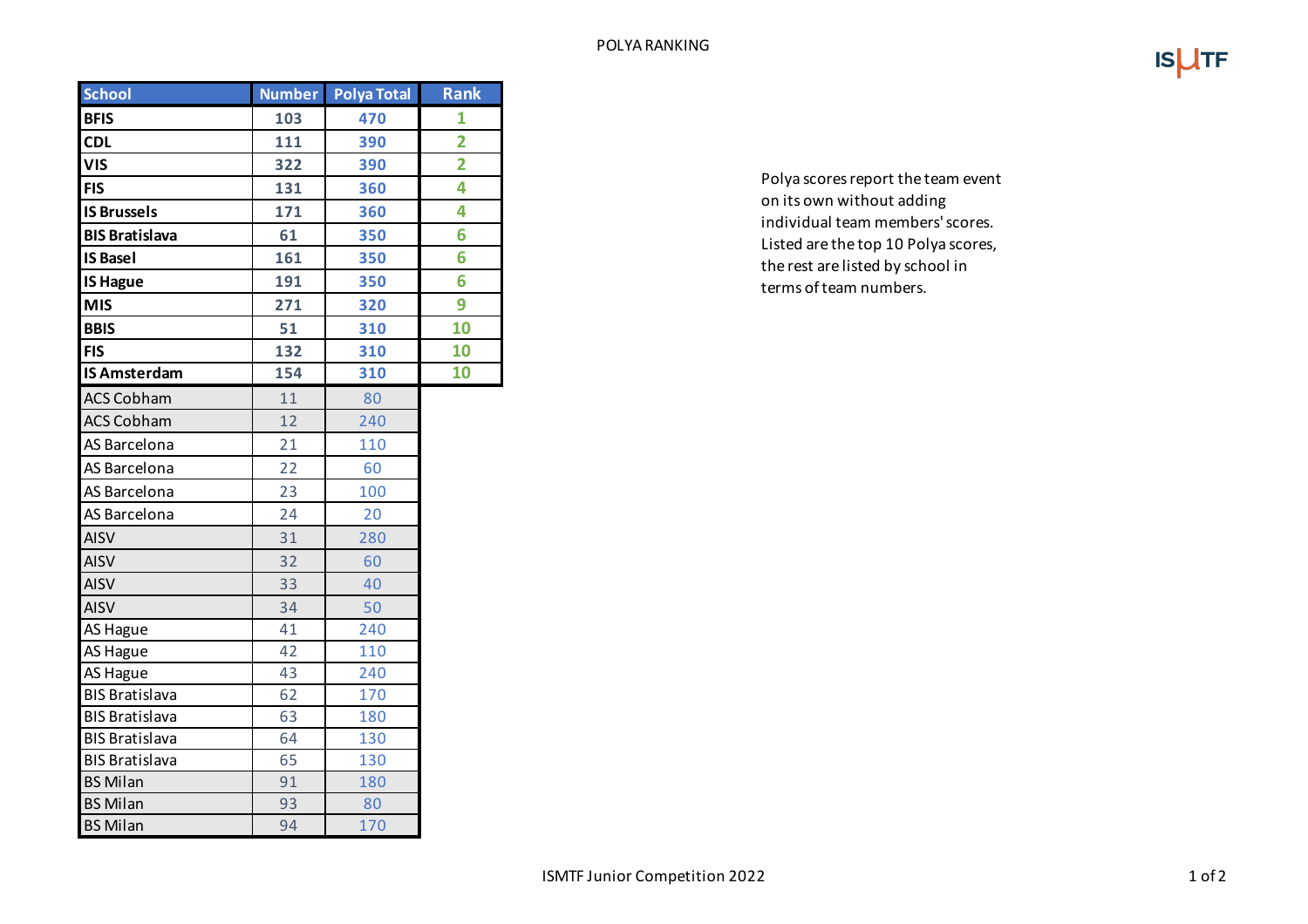# POLYA RANKING

ISMTF

| School | Number | Polya Total | Rank |
|---|---|---|---|
| **BFIS** | **103** | **470** | **1** |
| **CDL** | **111** | **390** | **2** |
| **VIS** | **322** | **390** | **2** |
| **FIS** | **131** | **360** | **4** |
| **IS Brussels** | **171** | **360** | **4** |
| **BIS Bratislava** | **61** | **350** | **6** |
| **IS Basel** | **161** | **350** | **6** |
| **IS Hague** | **191** | **350** | **6** |
| **MIS** | **271** | **320** | **9** |
| **BBIS** | **51** | **310** | **10** |
| **FIS** | **132** | **310** | **10** |
| **IS Amsterdam** | **154** | **310** | **10** |
| ACS Cobham | 11 | 80 | |
| ACS Cobham | 12 | 240 | |
| AS Barcelona | 21 | 110 | |
| AS Barcelona | 22 | 60 | |
| AS Barcelona | 23 | 100 | |
| AS Barcelona | 24 | 20 | |
| AISV | 31 | 280 | |
| AISV | 32 | 60 | |
| AISV | 33 | 40 | |
| AISV | 34 | 50 | |
| AS Hague | 41 | 240 | |
| AS Hague | 42 | 110 | |
| AS Hague | 43 | 240 | |
| BIS Bratislava | 62 | 170 | |
| BIS Bratislava | 63 | 180 | |
| BIS Bratislava | 64 | 130 | |
| BIS Bratislava | 65 | 130 | |
| BS Milan | 91 | 180 | |
| BS Milan | 93 | 80 | |
| BS Milan | 94 | 170 | |

Polya scores report the team event on its own without adding individual team members' scores. Listed are the top 10 Polya scores, the rest are listed by school in terms of team numbers.

ISMTF Junior Competition 2022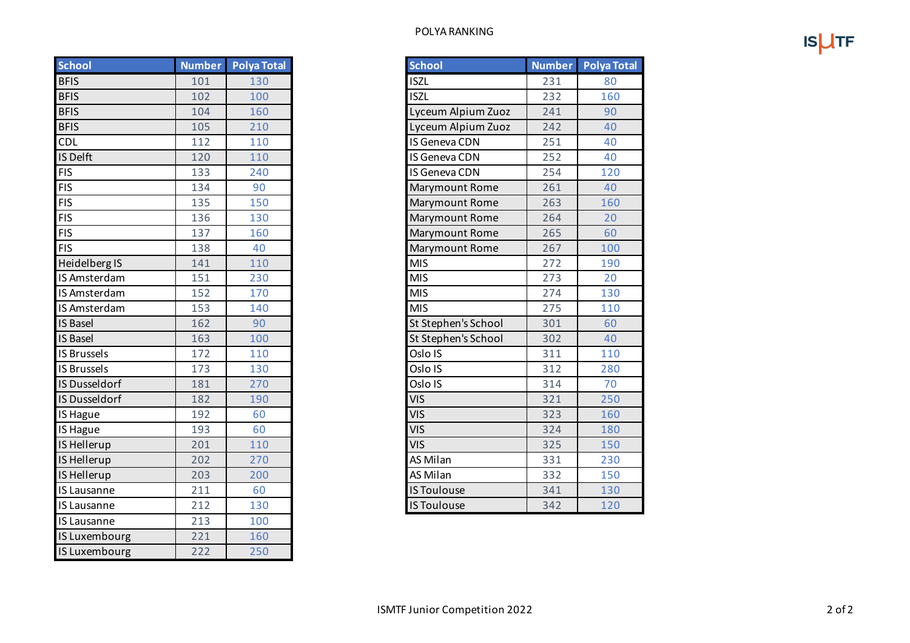# POLYA RANKING

| School | Number | Polya Total |
|---|---|---|
| BFIS | 101 | 130 |
| BFIS | 102 | 100 |
| BFIS | 104 | 160 |
| BFIS | 105 | 210 |
| CDL | 112 | 110 |
| IS Delft | 120 | 110 |
| FIS | 133 | 240 |
| FIS | 134 | 90 |
| FIS | 135 | 150 |
| FIS | 136 | 130 |
| FIS | 137 | 160 |
| FIS | 138 | 40 |
| Heidelberg IS | 141 | 110 |
| IS Amsterdam | 151 | 230 |
| IS Amsterdam | 152 | 170 |
| IS Amsterdam | 153 | 140 |
| IS Basel | 162 | 90 |
| IS Basel | 163 | 100 |
| IS Brussels | 172 | 110 |
| IS Brussels | 173 | 130 |
| IS Dusseldorf | 181 | 270 |
| IS Dusseldorf | 182 | 190 |
| IS Hague | 192 | 60 |
| IS Hague | 193 | 60 |
| IS Hellerup | 201 | 110 |
| IS Hellerup | 202 | 270 |
| IS Hellerup | 203 | 200 |
| IS Lausanne | 211 | 60 |
| IS Lausanne | 212 | 130 |
| IS Lausanne | 213 | 100 |
| IS Luxembourg | 221 | 160 |
| IS Luxembourg | 222 | 250 |

| School | Number | Polya Total |
|---|---|---|
| ISZL | 231 | 80 |
| ISZL | 232 | 160 |
| Lyceum Alpium Zuoz | 241 | 90 |
| Lyceum Alpium Zuoz | 242 | 40 |
| IS Geneva CDN | 251 | 40 |
| IS Geneva CDN | 252 | 40 |
| IS Geneva CDN | 254 | 120 |
| Marymount Rome | 261 | 40 |
| Marymount Rome | 263 | 160 |
| Marymount Rome | 264 | 20 |
| Marymount Rome | 265 | 60 |
| Marymount Rome | 267 | 100 |
| MIS | 272 | 190 |
| MIS | 273 | 20 |
| MIS | 274 | 130 |
| MIS | 275 | 110 |
| St Stephen's School | 301 | 60 |
| St Stephen's School | 302 | 40 |
| Oslo IS | 311 | 110 |
| Oslo IS | 312 | 280 |
| Oslo IS | 314 | 70 |
| VIS | 321 | 250 |
| VIS | 323 | 160 |
| VIS | 324 | 180 |
| VIS | 325 | 150 |
| AS Milan | 331 | 230 |
| AS Milan | 332 | 150 |
| IS Toulouse | 341 | 130 |
| IS Toulouse | 342 | 120 |